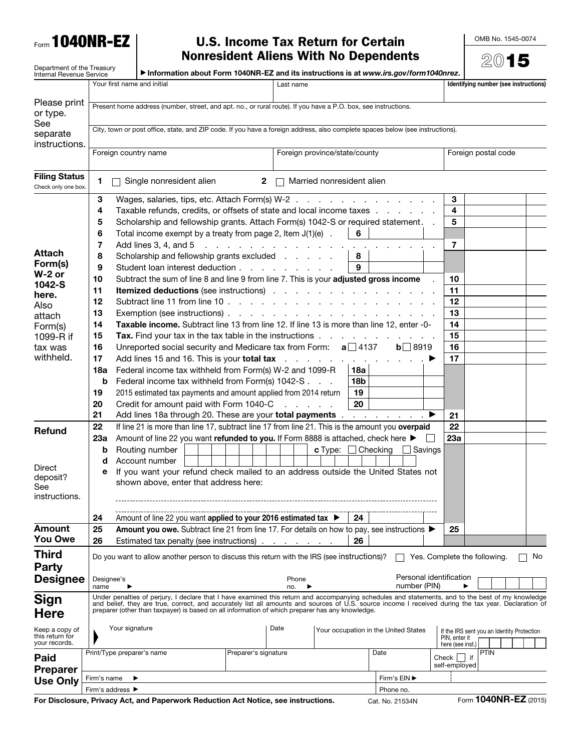Form **1040NR-EZ**

Department of the Treasury
Internal Revenue Service

# U.S. Income Tax Return for Certain Nonresident Aliens With No Dependents

OMB No. 1545-0074

**2015**

▶ Information about Form 1040NR-EZ and its instructions is at *www.irs.gov/form1040nrez*.

Please print or type. See separate instructions.

| Your first name and initial | Last name | Identifying number (see instructions) |
|---|---|---|
| Present home address (number, street, and apt. no., or rural route). If you have a P.O. box, see instructions. | | |
| City, town or post office, state, and ZIP code. If you have a foreign address, also complete spaces below (see instructions). | | |
| Foreign country name | Foreign province/state/county | Foreign postal code |

**Filing Status** Check only one box.

1 ☐ Single nonresident alien  2 ☐ Married nonresident alien

**Attach Form(s) W-2 or 1042-S here.** Also attach Form(s) 1099-R if tax was withheld.

| Line | Description | | | Line | Amount |
|---|---|---|---|---|---|
| 3 | Wages, salaries, tips, etc. Attach Form(s) W-2 | | | 3 | |
| 4 | Taxable refunds, credits, or offsets of state and local income taxes | | | 4 | |
| 5 | Scholarship and fellowship grants. Attach Form(s) 1042-S or required statement | | | 5 | |
| 6 | Total income exempt by a treaty from page 2, Item J(1)(e) | 6 | | | |
| 7 | Add lines 3, 4, and 5 | | | 7 | |
| 8 | Scholarship and fellowship grants excluded | 8 | | | |
| 9 | Student loan interest deduction | 9 | | | |
| 10 | Subtract the sum of line 8 and line 9 from line 7. This is your **adjusted gross income** | | | 10 | |
| 11 | **Itemized deductions** (see instructions) | | | 11 | |
| 12 | Subtract line 11 from line 10 | | | 12 | |
| 13 | Exemption (see instructions) | | | 13 | |
| 14 | **Taxable income.** Subtract line 13 from line 12. If line 13 is more than line 12, enter -0- | | | 14 | |
| 15 | **Tax.** Find your tax in the tax table in the instructions | | | 15 | |
| 16 | Unreported social security and Medicare tax from Form: **a** ☐ 4137 **b** ☐ 8919 | | | 16 | |
| 17 | Add lines 15 and 16. This is your **total tax** ▶ | | | 17 | |
| 18a | Federal income tax withheld from Form(s) W-2 and 1099-R | 18a | | | |
| b | Federal income tax withheld from Form(s) 1042-S | 18b | | | |
| 19 | 2015 estimated tax payments and amount applied from 2014 return | 19 | | | |
| 20 | Credit for amount paid with Form 1040-C | 20 | | | |
| 21 | Add lines 18a through 20. These are your **total payments** ▶ | | | 21 | |

**Refund**

| Line | Description | | | Line | Amount |
|---|---|---|---|---|---|
| 22 | If line 21 is more than line 17, subtract line 17 from line 21. This is the amount you **overpaid** | | | 22 | |
| 23a | Amount of line 22 you want **refunded to you.** If Form 8888 is attached, check here ▶ ☐ | | | 23a | |
| b | Routing number ☐☐☐☐☐☐☐☐☐ **c** Type: ☐ Checking ☐ Savings | | | | |
| d | Account number ☐☐☐☐☐☐☐☐☐☐☐☐☐☐☐☐☐ | | | | |
| e | If you want your refund check mailed to an address outside the United States not shown above, enter that address here: | | | | |
| 24 | Amount of line 22 you want **applied to your 2016 estimated tax** ▶ | 24 | | | |

Direct deposit? See instructions.

**Amount You Owe**

| Line | Description | | | Line | Amount |
|---|---|---|---|---|---|
| 25 | **Amount you owe.** Subtract line 21 from line 17. For details on how to pay, see instructions ▶ | | | 25 | |
| 26 | Estimated tax penalty (see instructions) | 26 | | | |

**Third Party Designee**

Do you want to allow another person to discuss this return with the IRS (see instructions)? ☐ Yes. Complete the following. ☐ No

Designee's name ▶  Phone no. ▶  Personal identification number (PIN) ▶

**Sign Here**

Under penalties of perjury, I declare that I have examined this return and accompanying schedules and statements, and to the best of my knowledge and belief, they are true, correct, and accurately list all amounts and sources of U.S. source income I received during the tax year. Declaration of preparer (other than taxpayer) is based on all information of which preparer has any knowledge.

Keep a copy of this return for your records.

| Your signature | Date | Your occupation in the United States | If the IRS sent you an Identity Protection PIN, enter it here (see inst.) |
|---|---|---|---|

**Paid Preparer Use Only**

| Print/Type preparer's name | Preparer's signature | Date | Check ☐ if self-employed | PTIN |
|---|---|---|---|---|
| Firm's name ▶ | | Firm's EIN ▶ | | |
| Firm's address ▶ | | Phone no. | | |

**For Disclosure, Privacy Act, and Paperwork Reduction Act Notice, see instructions.** Cat. No. 21534N Form **1040NR-EZ** (2015)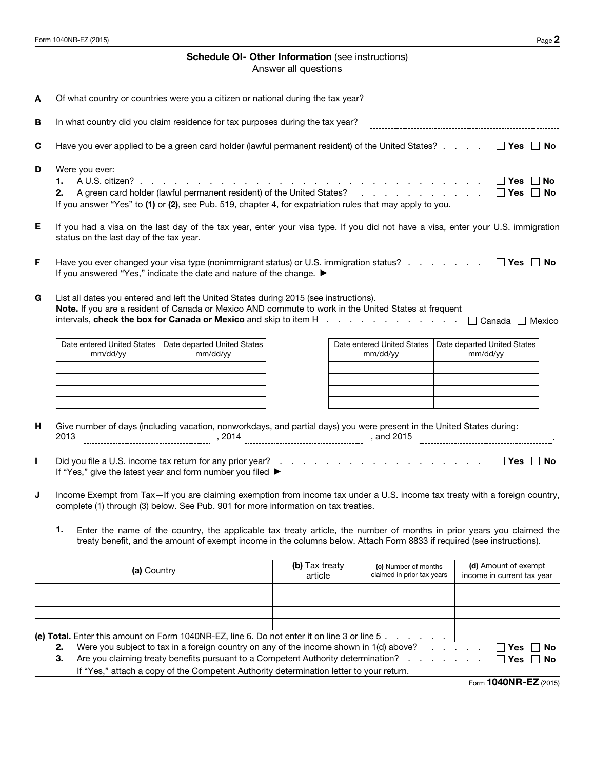## Schedule OI- Other Information (see instructions)

Answer all questions

**A** Of what country or countries were you a citizen or national during the tax year? ______________________

**B** In what country did you claim residence for tax purposes during the tax year? ______________________

**C** Have you ever applied to be a green card holder (lawful permanent resident) of the United States? . . . . ☐ **Yes** ☐ **No**

**D** Were you ever:

1. A U.S. citizen? . . . . . . . . . . . . . . . . . . . . . . . . . . . . . . . ☐ **Yes** ☐ **No**
2. A green card holder (lawful permanent resident) of the United States? . . . . . . . . . . . . ☐ **Yes** ☐ **No**

If you answer "Yes" to **(1)** or **(2)**, see Pub. 519, chapter 4, for expatriation rules that may apply to you.

**E** If you had a visa on the last day of the tax year, enter your visa type. If you did not have a visa, enter your U.S. immigration status on the last day of the tax year. ______________________

**F** Have you ever changed your visa type (nonimmigrant status) or U.S. immigration status? . . . . . . . . ☐ **Yes** ☐ **No**
If you answered "Yes," indicate the date and nature of the change. ► ______________________

**G** List all dates you entered and left the United States during 2015 (see instructions).
**Note.** If you are a resident of Canada or Mexico AND commute to work in the United States at frequent intervals, **check the box for Canada or Mexico** and skip to item H . . . . . . . . . . . . . ☐ Canada ☐ Mexico

| Date entered United States mm/dd/yy | Date departed United States mm/dd/yy |
|---|---|
| | |
| | |
| | |
| | |

| Date entered United States mm/dd/yy | Date departed United States mm/dd/yy |
|---|---|
| | |
| | |
| | |
| | |

**H** Give number of days (including vacation, nonworkdays, and partial days) you were present in the United States during:
2013 ______________ , 2014 ______________ , and 2015 ______________ .

**I** Did you file a U.S. income tax return for any prior year? . . . . . . . . . . . . . . . . . . . ☐ **Yes** ☐ **No**
If "Yes," give the latest year and form number you filed ► ______________________

**J** Income Exempt from Tax—If you are claiming exemption from income tax under a U.S. income tax treaty with a foreign country, complete (1) through (3) below. See Pub. 901 for more information on tax treaties.

**1.** Enter the name of the country, the applicable tax treaty article, the number of months in prior years you claimed the treaty benefit, and the amount of exempt income in the columns below. Attach Form 8833 if required (see instructions).

| **(a)** Country | **(b)** Tax treaty article | **(c)** Number of months claimed in prior tax years | **(d)** Amount of exempt income in current tax year |
|---|---|---|---|
| | | | |
| | | | |
| | | | |
| | | | |
| **(e) Total.** Enter this amount on Form 1040NR-EZ, line 6. Do not enter it on line 3 or line 5 . . . . . . . | | | |

**2.** Were you subject to tax in a foreign country on any of the income shown in 1(d) above? . . . . . . ☐ **Yes** ☐ **No**

**3.** Are you claiming treaty benefits pursuant to a Competent Authority determination? . . . . . . . . ☐ **Yes** ☐ **No**
If "Yes," attach a copy of the Competent Authority determination letter to your return.

Form **1040NR-EZ** (2015)